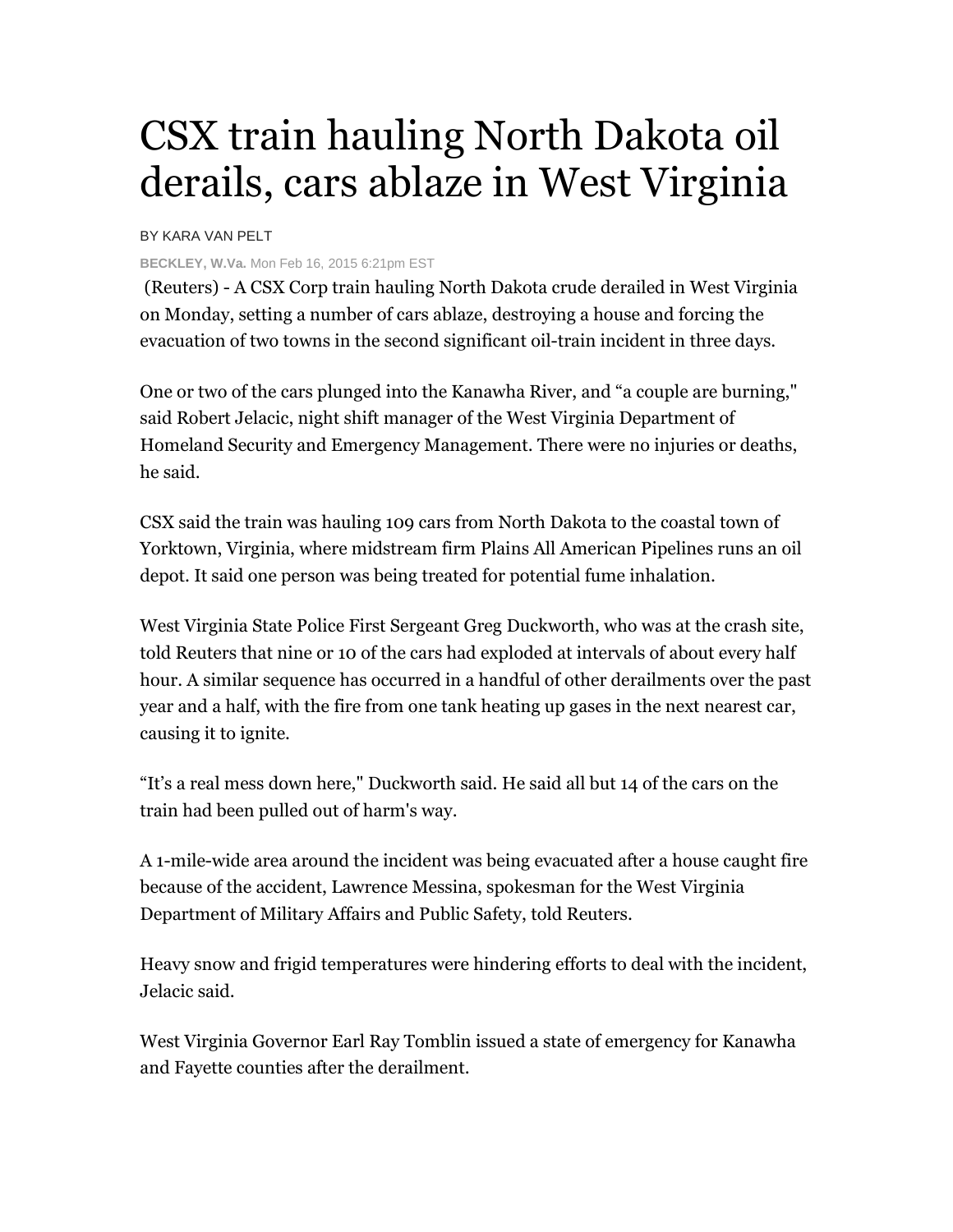# CSX train hauling North Dakota oil derails, cars ablaze in West Virginia

BY KARA VAN PELT

**BECKLEY, W.Va.** Mon Feb 16, 2015 6:21pm EST

(Reuters) - A CSX Corp train hauling North Dakota crude derailed in West Virginia on Monday, setting a number of cars ablaze, destroying a house and forcing the evacuation of two towns in the second significant oil-train incident in three days.

One or two of the cars plunged into the Kanawha River, and "a couple are burning," said Robert Jelacic, night shift manager of the West Virginia Department of Homeland Security and Emergency Management. There were no injuries or deaths, he said.

CSX said the train was hauling 109 cars from North Dakota to the coastal town of Yorktown, Virginia, where midstream firm Plains All American Pipelines runs an oil depot. It said one person was being treated for potential fume inhalation.

West Virginia State Police First Sergeant Greg Duckworth, who was at the crash site, told Reuters that nine or 10 of the cars had exploded at intervals of about every half hour. A similar sequence has occurred in a handful of other derailments over the past year and a half, with the fire from one tank heating up gases in the next nearest car, causing it to ignite.

"It's a real mess down here," Duckworth said. He said all but 14 of the cars on the train had been pulled out of harm's way.

A 1-mile-wide area around the incident was being evacuated after a house caught fire because of the accident, Lawrence Messina, spokesman for the West Virginia Department of Military Affairs and Public Safety, told Reuters.

Heavy snow and frigid temperatures were hindering efforts to deal with the incident, Jelacic said.

West Virginia Governor Earl Ray Tomblin issued a state of emergency for Kanawha and Fayette counties after the derailment.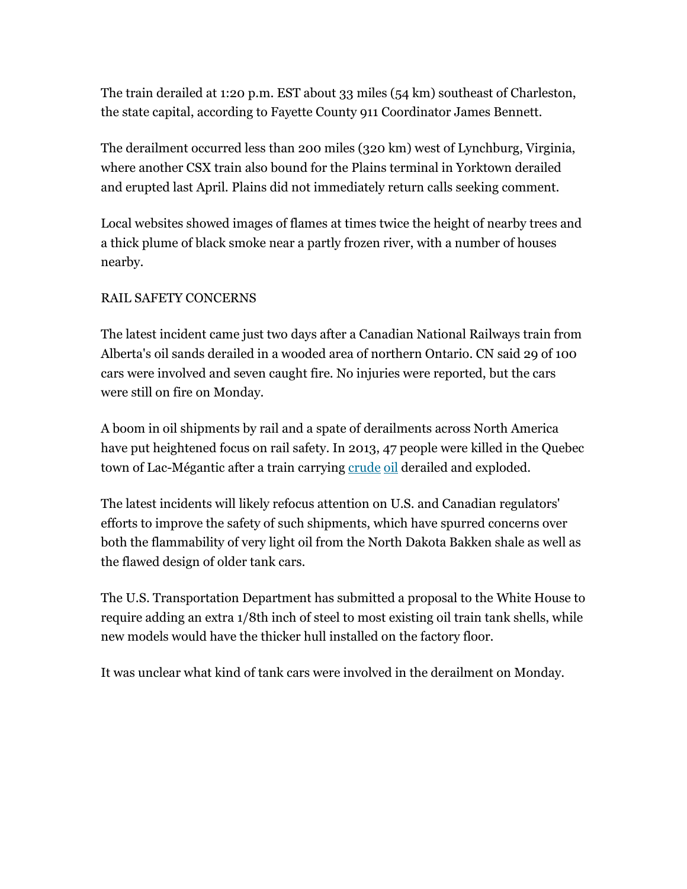The train derailed at 1:20 p.m. EST about 33 miles (54 km) southeast of Charleston, the state capital, according to Fayette County 911 Coordinator James Bennett.

The derailment occurred less than 200 miles (320 km) west of Lynchburg, Virginia, where another CSX train also bound for the Plains terminal in Yorktown derailed and erupted last April. Plains did not immediately return calls seeking comment.

Local websites showed images of flames at times twice the height of nearby trees and a thick plume of black smoke near a partly frozen river, with a number of houses nearby.

## RAIL SAFETY CONCERNS

The latest incident came just two days after a Canadian National Railways train from Alberta's oil sands derailed in a wooded area of northern Ontario. CN said 29 of 100 cars were involved and seven caught fire. No injuries were reported, but the cars were still on fire on Monday.

A boom in oil shipments by rail and a spate of derailments across North America have put heightened focus on rail safety. In 2013, 47 people were killed in the Quebec town of Lac-Mégantic after a train carrying crude oil derailed and exploded.

The latest incidents will likely refocus attention on U.S. and Canadian regulators' efforts to improve the safety of such shipments, which have spurred concerns over both the flammability of very light oil from the North Dakota Bakken shale as well as the flawed design of older tank cars.

The U.S. Transportation Department has submitted a proposal to the White House to require adding an extra 1/8th inch of steel to most existing oil train tank shells, while new models would have the thicker hull installed on the factory floor.

It was unclear what kind of tank cars were involved in the derailment on Monday.